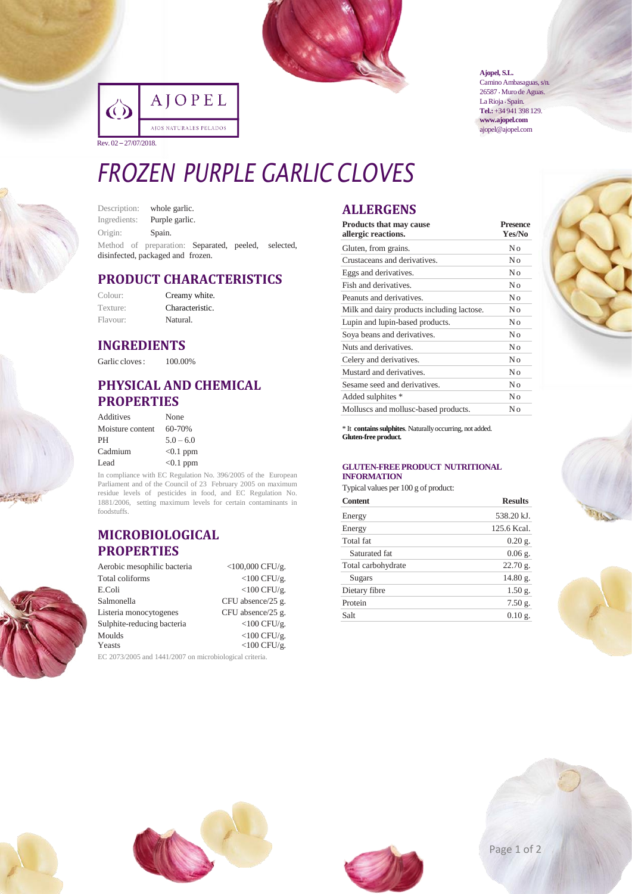AJOPEL

AJOS NATURALES PELADOS

Rev. 02 – 27/07/2018.

**Ajopel, S.L.**
Camino Ambasaguas, s/n.
26587 · Muro de Aguas.
La Rioja · Spain.
**Tel.:** +34 941 398 129.
**www.ajopel.com**
ajopel@ajopel.com

# FROZEN PURPLE GARLIC CLOVES

Description: whole garlic.
Ingredients: Purple garlic.
Origin: Spain.
Method of preparation: Separated, peeled, selected, disinfected, packaged and frozen.

## PRODUCT CHARACTERISTICS

| | |
|---|---|
| Colour: | Creamy white. |
| Texture: | Characteristic. |
| Flavour: | Natural. |

## INGREDIENTS

Garlic cloves: 100.00%

## PHYSICAL AND CHEMICAL PROPERTIES

| | |
|---|---|
| Additives | None |
| Moisture content | 60-70% |
| PH | 5.0 – 6.0 |
| Cadmium | <0.1 ppm |
| Lead | <0.1 ppm |

In compliance with EC Regulation No. 396/2005 of the European Parliament and of the Council of 23 February 2005 on maximum residue levels of pesticides in food, and EC Regulation No. 1881/2006, setting maximum levels for certain contaminants in foodstuffs.

## MICROBIOLOGICAL PROPERTIES

| | |
|---|---|
| Aerobic mesophilic bacteria | <100,000 CFU/g. |
| Total coliforms | <100 CFU/g. |
| E.Coli | <100 CFU/g. |
| Salmonella | CFU absence/25 g. |
| Listeria monocytogenes | CFU absence/25 g. |
| Sulphite-reducing bacteria | <100 CFU/g. |
| Moulds | <100 CFU/g. |
| Yeasts | <100 CFU/g. |

EC 2073/2005 and 1441/2007 on microbiological criteria.

## ALLERGENS

| Products that may cause allergic reactions. | Presence Yes/No |
|---|---|
| Gluten, from grains. | No |
| Crustaceans and derivatives. | No |
| Eggs and derivatives. | No |
| Fish and derivatives. | No |
| Peanuts and derivatives. | No |
| Milk and dairy products including lactose. | No |
| Lupin and lupin-based products. | No |
| Soya beans and derivatives. | No |
| Nuts and derivatives. | No |
| Celery and derivatives. | No |
| Mustard and derivatives. | No |
| Sesame seed and derivatives. | No |
| Added sulphites * | No |
| Molluscs and mollusc-based products. | No |

* It **contains sulphites**. Naturally occurring, not added.
**Gluten-free product.**

### GLUTEN-FREE PRODUCT NUTRITIONAL INFORMATION

Typical values per 100 g of product:

| Content | Results |
|---|---|
| Energy | 538.20 kJ. |
| Energy | 125.6 Kcal. |
| Total fat | 0.20 g. |
| Saturated fat | 0.06 g. |
| Total carbohydrate | 22.70 g. |
| Sugars | 14.80 g. |
| Dietary fibre | 1.50 g. |
| Protein | 7.50 g. |
| Salt | 0.10 g. |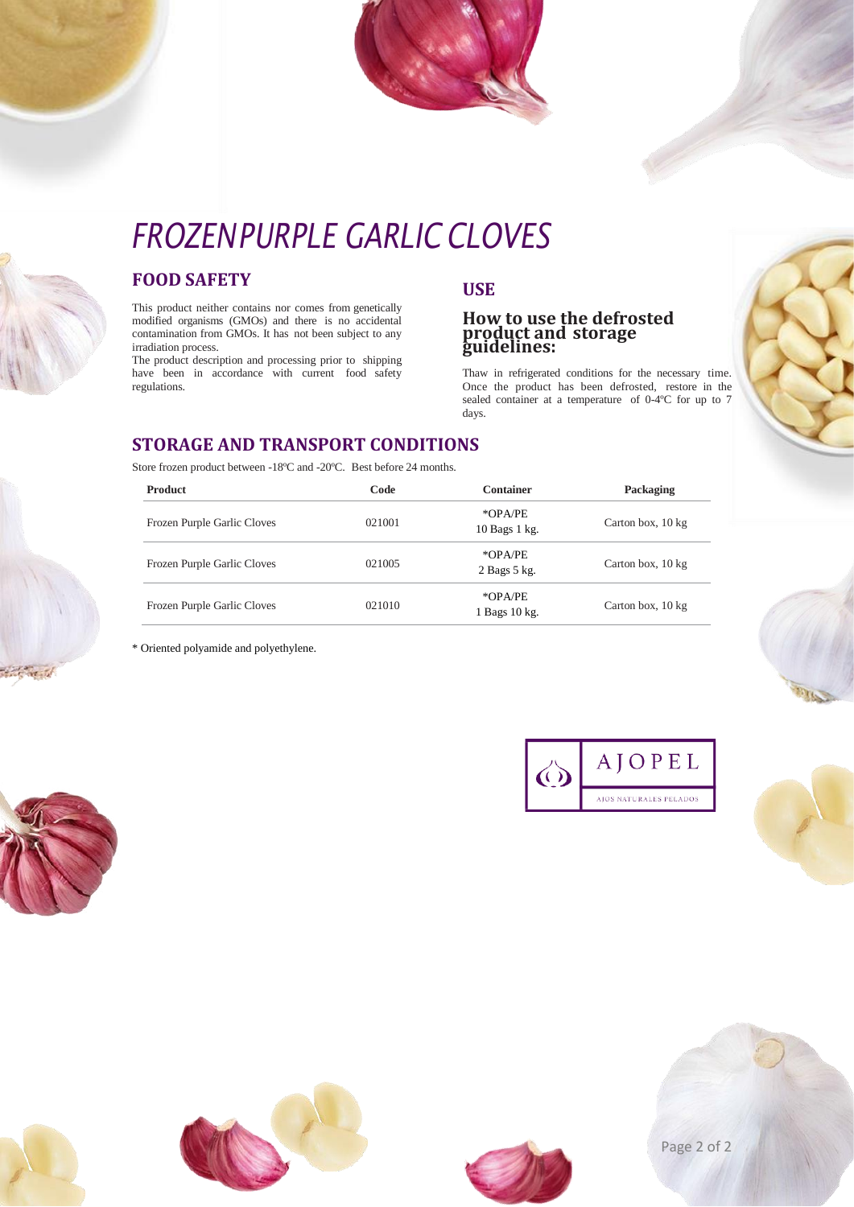# FROZENPURPLE GARLIC CLOVES

## FOOD SAFETY

This product neither contains nor comes from genetically modified organisms (GMOs) and there is no accidental contamination from GMOs. It has not been subject to any irradiation process.
The product description and processing prior to shipping have been in accordance with current food safety regulations.

## USE

### How to use the defrosted product and storage guidelines:

Thaw in refrigerated conditions for the necessary time. Once the product has been defrosted, restore in the sealed container at a temperature of 0-4ºC for up to 7 days.

## STORAGE AND TRANSPORT CONDITIONS

Store frozen product between -18ºC and -20ºC. Best before 24 months.

| Product | Code | Container | Packaging |
|---|---|---|---|
| Frozen Purple Garlic Cloves | 021001 | *OPA/PE 10 Bags 1 kg. | Carton box, 10 kg |
| Frozen Purple Garlic Cloves | 021005 | *OPA/PE 2 Bags 5 kg. | Carton box, 10 kg |
| Frozen Purple Garlic Cloves | 021010 | *OPA/PE 1 Bags 10 kg. | Carton box, 10 kg |

* Oriented polyamide and polyethylene.

AJOPEL
AJOS NATURALES PELADOS